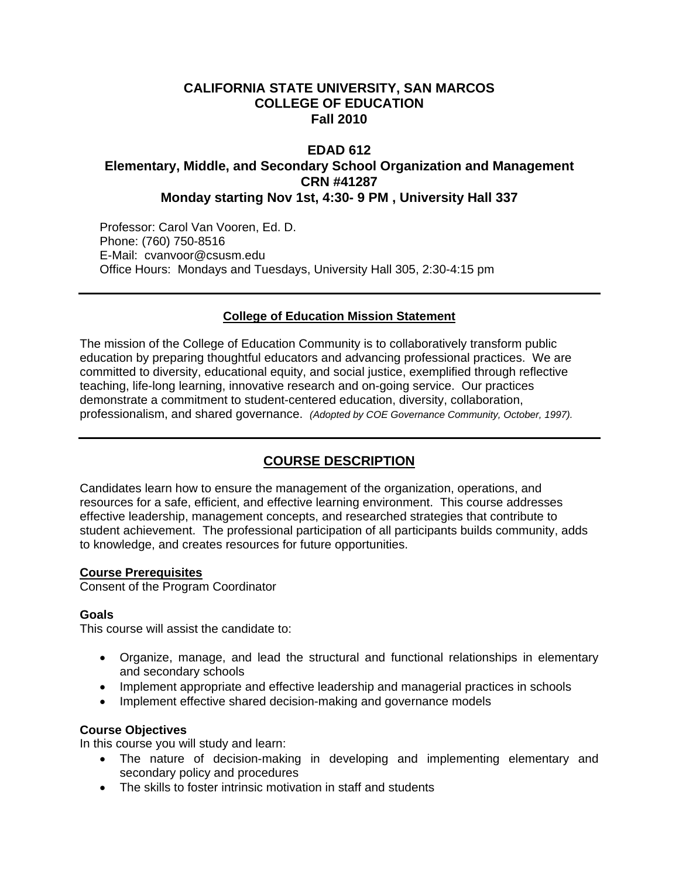# CALIFORNIA STATE UNIVERSITY, SAN MARCOS
# COLLEGE OF EDUCATION
# Fall 2010

## EDAD 612
## Elementary, Middle, and Secondary School Organization and Management
## CRN #41287
## Monday starting Nov 1st, 4:30- 9 PM , University Hall 337

Professor: Carol Van Vooren, Ed. D.
Phone: (760) 750-8516
E-Mail: cvanvoor@csusm.edu
Office Hours: Mondays and Tuesdays, University Hall 305, 2:30-4:15 pm

---

**College of Education Mission Statement**

The mission of the College of Education Community is to collaboratively transform public education by preparing thoughtful educators and advancing professional practices. We are committed to diversity, educational equity, and social justice, exemplified through reflective teaching, life-long learning, innovative research and on-going service. Our practices demonstrate a commitment to student-centered education, diversity, collaboration, professionalism, and shared governance. *(Adopted by COE Governance Community, October, 1997).*

---

## COURSE DESCRIPTION

Candidates learn how to ensure the management of the organization, operations, and resources for a safe, efficient, and effective learning environment. This course addresses effective leadership, management concepts, and researched strategies that contribute to student achievement. The professional participation of all participants builds community, adds to knowledge, and creates resources for future opportunities.

**Course Prerequisites**
Consent of the Program Coordinator

**Goals**
This course will assist the candidate to:

- Organize, manage, and lead the structural and functional relationships in elementary and secondary schools
- Implement appropriate and effective leadership and managerial practices in schools
- Implement effective shared decision-making and governance models

**Course Objectives**
In this course you will study and learn:

- The nature of decision-making in developing and implementing elementary and secondary policy and procedures
- The skills to foster intrinsic motivation in staff and students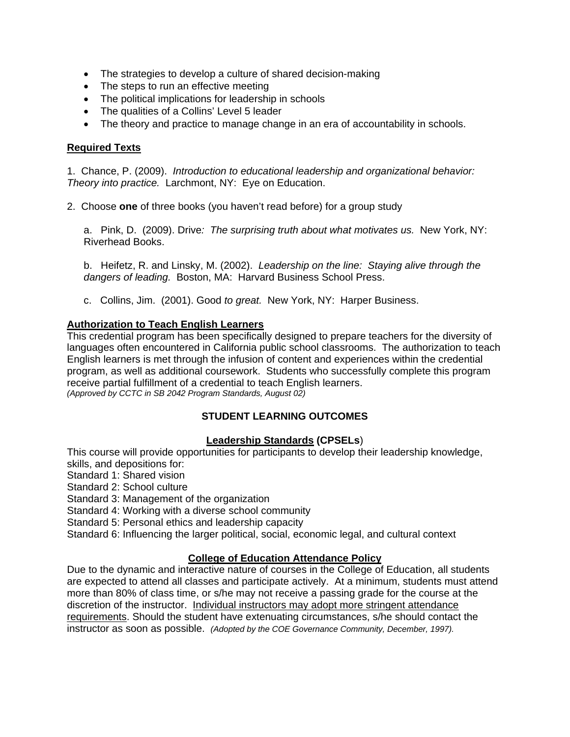- The strategies to develop a culture of shared decision-making
- The steps to run an effective meeting
- The political implications for leadership in schools
- The qualities of a Collins' Level 5 leader
- The theory and practice to manage change in an era of accountability in schools.

**Required Texts**

1. Chance, P. (2009). *Introduction to educational leadership and organizational behavior: Theory into practice.* Larchmont, NY: Eye on Education.

2. Choose **one** of three books (you haven't read before) for a group study

   a. Pink, D. (2009). Drive*: The surprising truth about what motivates us.* New York, NY: Riverhead Books.

   b. Heifetz, R. and Linsky, M. (2002). *Leadership on the line: Staying alive through the dangers of leading.* Boston, MA: Harvard Business School Press.

   c. Collins, Jim. (2001). Good *to great.* New York, NY: Harper Business.

**Authorization to Teach English Learners**

This credential program has been specifically designed to prepare teachers for the diversity of languages often encountered in California public school classrooms. The authorization to teach English learners is met through the infusion of content and experiences within the credential program, as well as additional coursework. Students who successfully complete this program receive partial fulfillment of a credential to teach English learners.
*(Approved by CCTC in SB 2042 Program Standards, August 02)*

## STUDENT LEARNING OUTCOMES

### Leadership Standards (CPSELs)

This course will provide opportunities for participants to develop their leadership knowledge, skills, and depositions for:
Standard 1: Shared vision
Standard 2: School culture
Standard 3: Management of the organization
Standard 4: Working with a diverse school community
Standard 5: Personal ethics and leadership capacity
Standard 6: Influencing the larger political, social, economic legal, and cultural context

### College of Education Attendance Policy

Due to the dynamic and interactive nature of courses in the College of Education, all students are expected to attend all classes and participate actively. At a minimum, students must attend more than 80% of class time, or s/he may not receive a passing grade for the course at the discretion of the instructor. Individual instructors may adopt more stringent attendance requirements. Should the student have extenuating circumstances, s/he should contact the instructor as soon as possible. *(Adopted by the COE Governance Community, December, 1997).*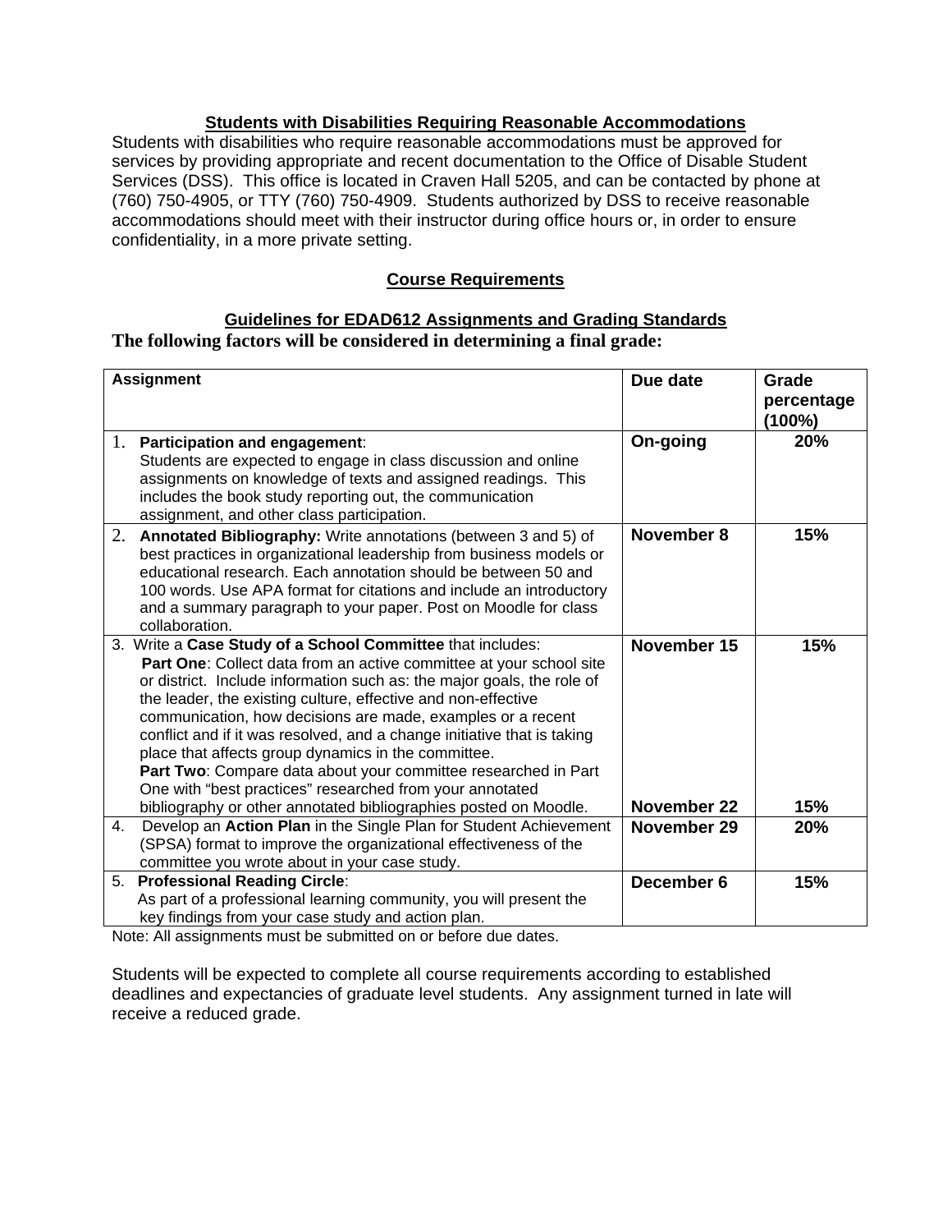## Students with Disabilities Requiring Reasonable Accommodations

Students with disabilities who require reasonable accommodations must be approved for services by providing appropriate and recent documentation to the Office of Disable Student Services (DSS). This office is located in Craven Hall 5205, and can be contacted by phone at (760) 750-4905, or TTY (760) 750-4909. Students authorized by DSS to receive reasonable accommodations should meet with their instructor during office hours or, in order to ensure confidentiality, in a more private setting.

## Course Requirements

### Guidelines for EDAD612 Assignments and Grading Standards

**The following factors will be considered in determining a final grade:**

| Assignment | Due date | Grade percentage (100%) |
|---|---|---|
| 1. **Participation and engagement**: Students are expected to engage in class discussion and online assignments on knowledge of texts and assigned readings. This includes the book study reporting out, the communication assignment, and other class participation. | **On-going** | **20%** |
| 2. **Annotated Bibliography:** Write annotations (between 3 and 5) of best practices in organizational leadership from business models or educational research. Each annotation should be between 50 and 100 words. Use APA format for citations and include an introductory and a summary paragraph to your paper. Post on Moodle for class collaboration. | **November 8** | **15%** |
| 3. Write a **Case Study of a School Committee** that includes: **Part One**: Collect data from an active committee at your school site or district. Include information such as: the major goals, the role of the leader, the existing culture, effective and non-effective communication, how decisions are made, examples or a recent conflict and if it was resolved, and a change initiative that is taking place that affects group dynamics in the committee. | **November 15** | **15%** |
| **Part Two**: Compare data about your committee researched in Part One with "best practices" researched from your annotated bibliography or other annotated bibliographies posted on Moodle. | **November 22** | **15%** |
| 4. Develop an **Action Plan** in the Single Plan for Student Achievement (SPSA) format to improve the organizational effectiveness of the committee you wrote about in your case study. | **November 29** | **20%** |
| 5. **Professional Reading Circle**: As part of a professional learning community, you will present the key findings from your case study and action plan. | **December 6** | **15%** |

Note: All assignments must be submitted on or before due dates.

Students will be expected to complete all course requirements according to established deadlines and expectancies of graduate level students. Any assignment turned in late will receive a reduced grade.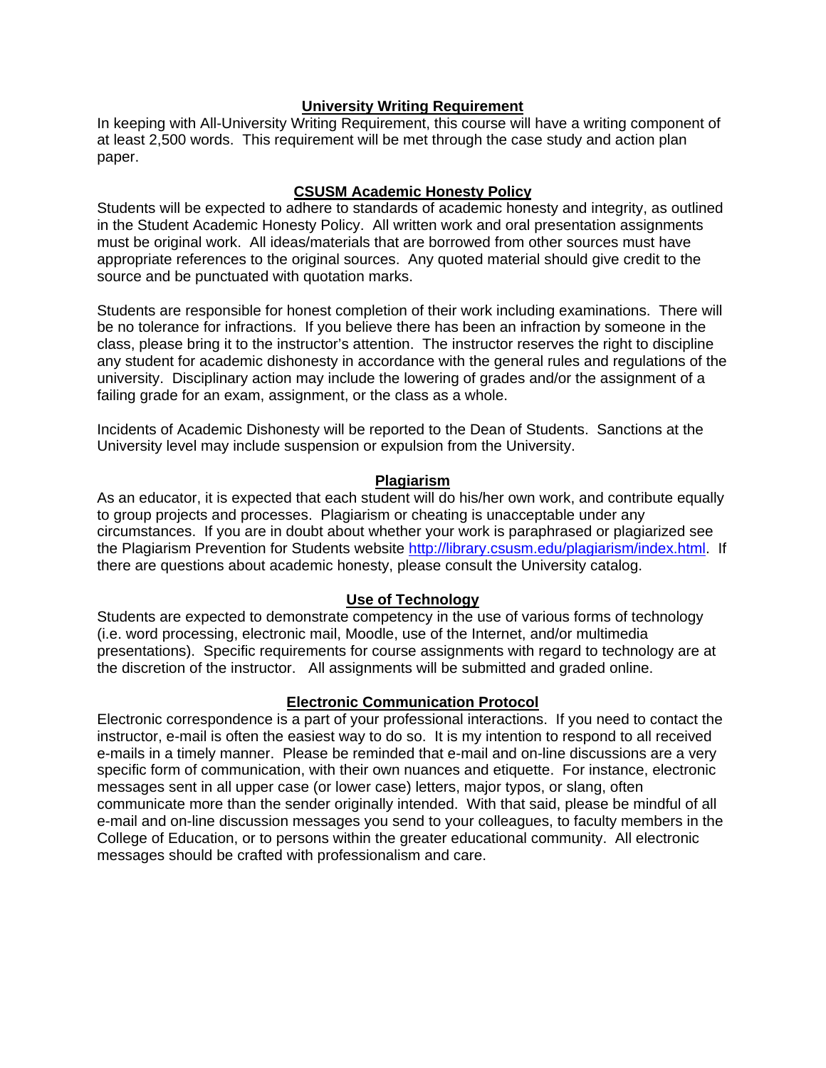## University Writing Requirement

In keeping with All-University Writing Requirement, this course will have a writing component of at least 2,500 words. This requirement will be met through the case study and action plan paper.

## CSUSM Academic Honesty Policy

Students will be expected to adhere to standards of academic honesty and integrity, as outlined in the Student Academic Honesty Policy. All written work and oral presentation assignments must be original work. All ideas/materials that are borrowed from other sources must have appropriate references to the original sources. Any quoted material should give credit to the source and be punctuated with quotation marks.

Students are responsible for honest completion of their work including examinations. There will be no tolerance for infractions. If you believe there has been an infraction by someone in the class, please bring it to the instructor's attention. The instructor reserves the right to discipline any student for academic dishonesty in accordance with the general rules and regulations of the university. Disciplinary action may include the lowering of grades and/or the assignment of a failing grade for an exam, assignment, or the class as a whole.

Incidents of Academic Dishonesty will be reported to the Dean of Students. Sanctions at the University level may include suspension or expulsion from the University.

## Plagiarism

As an educator, it is expected that each student will do his/her own work, and contribute equally to group projects and processes. Plagiarism or cheating is unacceptable under any circumstances. If you are in doubt about whether your work is paraphrased or plagiarized see the Plagiarism Prevention for Students website [http://library.csusm.edu/plagiarism/index.html](http://library.csusm.edu/plagiarism/index.html). If there are questions about academic honesty, please consult the University catalog.

## Use of Technology

Students are expected to demonstrate competency in the use of various forms of technology (i.e. word processing, electronic mail, Moodle, use of the Internet, and/or multimedia presentations). Specific requirements for course assignments with regard to technology are at the discretion of the instructor. All assignments will be submitted and graded online.

## Electronic Communication Protocol

Electronic correspondence is a part of your professional interactions. If you need to contact the instructor, e-mail is often the easiest way to do so. It is my intention to respond to all received e-mails in a timely manner. Please be reminded that e-mail and on-line discussions are a very specific form of communication, with their own nuances and etiquette. For instance, electronic messages sent in all upper case (or lower case) letters, major typos, or slang, often communicate more than the sender originally intended. With that said, please be mindful of all e-mail and on-line discussion messages you send to your colleagues, to faculty members in the College of Education, or to persons within the greater educational community. All electronic messages should be crafted with professionalism and care.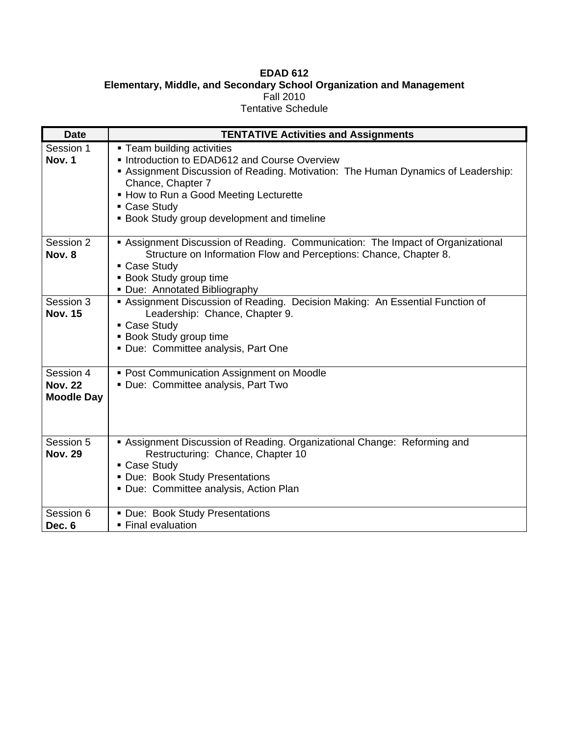**EDAD 612**
**Elementary, Middle, and Secondary School Organization and Management**
Fall 2010
Tentative Schedule

| Date | TENTATIVE Activities and Assignments |
|---|---|
| Session 1<br>**Nov. 1** | ▪ Team building activities<br>▪ Introduction to EDAD612 and Course Overview<br>▪ Assignment Discussion of Reading. Motivation: The Human Dynamics of Leadership: Chance, Chapter 7<br>▪ How to Run a Good Meeting Lecturette<br>▪ Case Study<br>▪ Book Study group development and timeline |
| Session 2<br>**Nov. 8** | ▪ Assignment Discussion of Reading. Communication: The Impact of Organizational Structure on Information Flow and Perceptions: Chance, Chapter 8.<br>▪ Case Study<br>▪ Book Study group time<br>▪ Due: Annotated Bibliography |
| Session 3<br>**Nov. 15** | ▪ Assignment Discussion of Reading. Decision Making: An Essential Function of Leadership: Chance, Chapter 9.<br>▪ Case Study<br>▪ Book Study group time<br>▪ Due: Committee analysis, Part One |
| Session 4<br>**Nov. 22**<br>**Moodle Day** | ▪ Post Communication Assignment on Moodle<br>▪ Due: Committee analysis, Part Two |
| Session 5<br>**Nov. 29** | ▪ Assignment Discussion of Reading. Organizational Change: Reforming and Restructuring: Chance, Chapter 10<br>▪ Case Study<br>▪ Due: Book Study Presentations<br>▪ Due: Committee analysis, Action Plan |
| Session 6<br>**Dec. 6** | ▪ Due: Book Study Presentations<br>▪ Final evaluation |